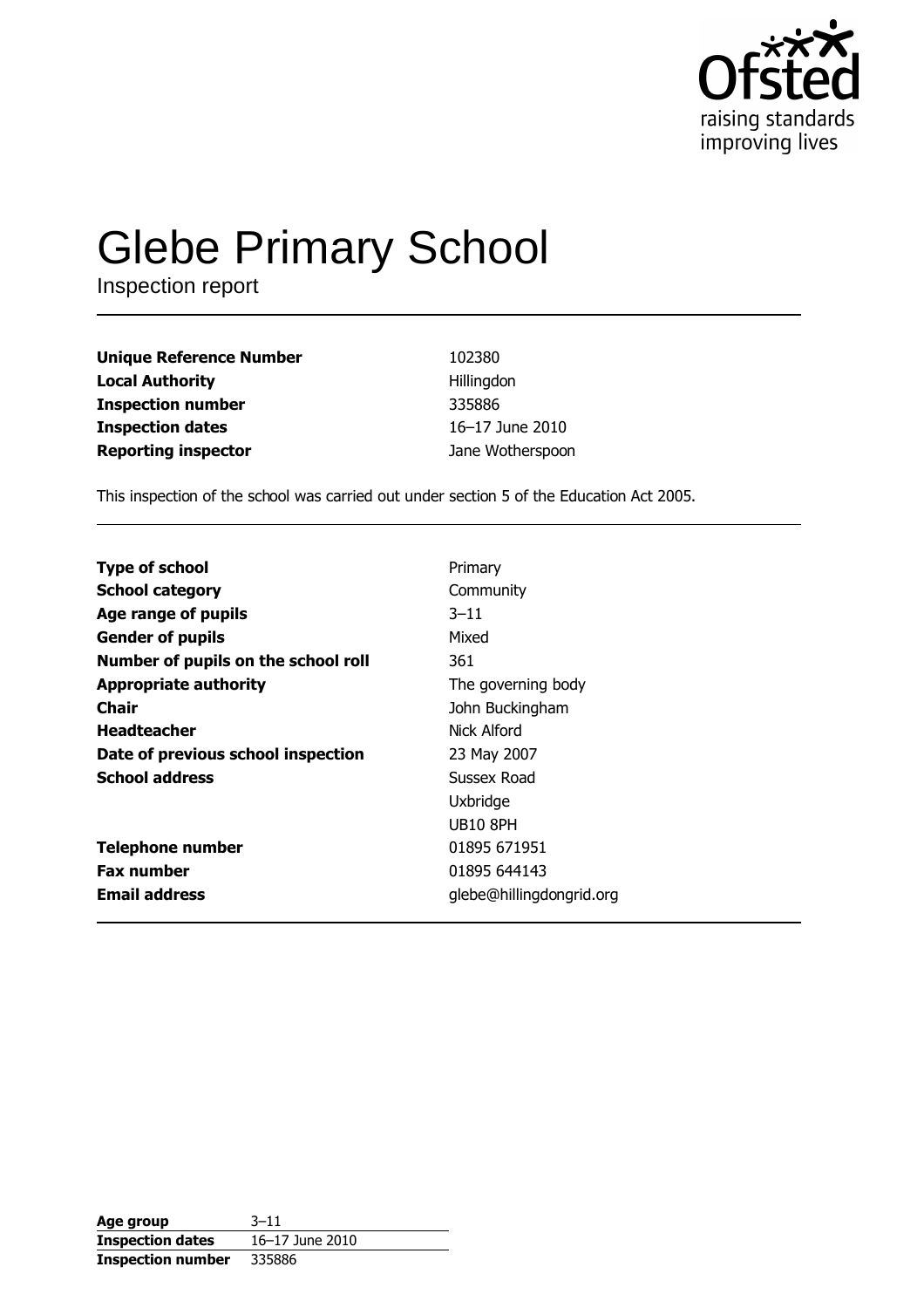# Glebe Primary School

Inspection report

| | |
|---|---|
| **Unique Reference Number** | 102380 |
| **Local Authority** | Hillingdon |
| **Inspection number** | 335886 |
| **Inspection dates** | 16–17 June 2010 |
| **Reporting inspector** | Jane Wotherspoon |

This inspection of the school was carried out under section 5 of the Education Act 2005.

| | |
|---|---|
| **Type of school** | Primary |
| **School category** | Community |
| **Age range of pupils** | 3–11 |
| **Gender of pupils** | Mixed |
| **Number of pupils on the school roll** | 361 |
| **Appropriate authority** | The governing body |
| **Chair** | John Buckingham |
| **Headteacher** | Nick Alford |
| **Date of previous school inspection** | 23 May 2007 |
| **School address** | Sussex Road<br>Uxbridge<br>UB10 8PH |
| **Telephone number** | 01895 671951 |
| **Fax number** | 01895 644143 |
| **Email address** | glebe@hillingdongrid.org |

| | |
|---|---|
| **Age group** | 3–11 |
| **Inspection dates** | 16–17 June 2010 |
| **Inspection number** | 335886 |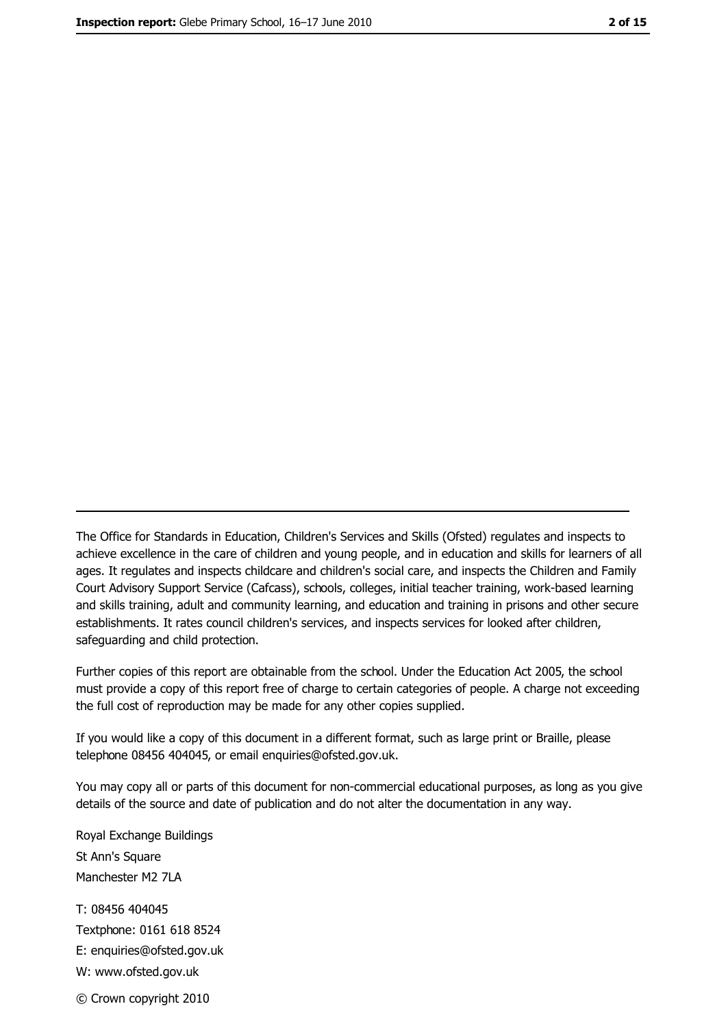---

The Office for Standards in Education, Children's Services and Skills (Ofsted) regulates and inspects to achieve excellence in the care of children and young people, and in education and skills for learners of all ages. It regulates and inspects childcare and children's social care, and inspects the Children and Family Court Advisory Support Service (Cafcass), schools, colleges, initial teacher training, work-based learning and skills training, adult and community learning, and education and training in prisons and other secure establishments. It rates council children's services, and inspects services for looked after children, safeguarding and child protection.

Further copies of this report are obtainable from the school. Under the Education Act 2005, the school must provide a copy of this report free of charge to certain categories of people. A charge not exceeding the full cost of reproduction may be made for any other copies supplied.

If you would like a copy of this document in a different format, such as large print or Braille, please telephone 08456 404045, or email enquiries@ofsted.gov.uk.

You may copy all or parts of this document for non-commercial educational purposes, as long as you give details of the source and date of publication and do not alter the documentation in any way.

Royal Exchange Buildings
St Ann's Square
Manchester M2 7LA

T: 08456 404045
Textphone: 0161 618 8524
E: enquiries@ofsted.gov.uk
W: www.ofsted.gov.uk

© Crown copyright 2010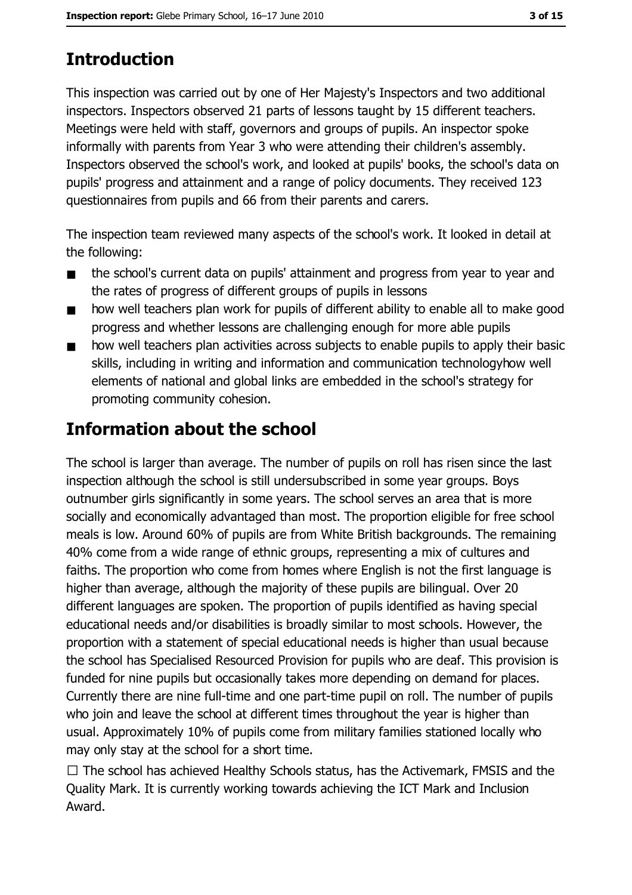# Introduction

This inspection was carried out by one of Her Majesty's Inspectors and two additional inspectors. Inspectors observed 21 parts of lessons taught by 15 different teachers. Meetings were held with staff, governors and groups of pupils. An inspector spoke informally with parents from Year 3 who were attending their children's assembly. Inspectors observed the school's work, and looked at pupils' books, the school's data on pupils' progress and attainment and a range of policy documents. They received 123 questionnaires from pupils and 66 from their parents and carers.

The inspection team reviewed many aspects of the school's work. It looked in detail at the following:

- the school's current data on pupils' attainment and progress from year to year and the rates of progress of different groups of pupils in lessons
- how well teachers plan work for pupils of different ability to enable all to make good progress and whether lessons are challenging enough for more able pupils
- how well teachers plan activities across subjects to enable pupils to apply their basic skills, including in writing and information and communication technologyhow well elements of national and global links are embedded in the school's strategy for promoting community cohesion.

# Information about the school

The school is larger than average. The number of pupils on roll has risen since the last inspection although the school is still undersubscribed in some year groups. Boys outnumber girls significantly in some years. The school serves an area that is more socially and economically advantaged than most. The proportion eligible for free school meals is low. Around 60% of pupils are from White British backgrounds. The remaining 40% come from a wide range of ethnic groups, representing a mix of cultures and faiths. The proportion who come from homes where English is not the first language is higher than average, although the majority of these pupils are bilingual. Over 20 different languages are spoken. The proportion of pupils identified as having special educational needs and/or disabilities is broadly similar to most schools. However, the proportion with a statement of special educational needs is higher than usual because the school has Specialised Resourced Provision for pupils who are deaf. This provision is funded for nine pupils but occasionally takes more depending on demand for places. Currently there are nine full-time and one part-time pupil on roll. The number of pupils who join and leave the school at different times throughout the year is higher than usual. Approximately 10% of pupils come from military families stationed locally who may only stay at the school for a short time.

☐ The school has achieved Healthy Schools status, has the Activemark, FMSIS and the Quality Mark. It is currently working towards achieving the ICT Mark and Inclusion Award.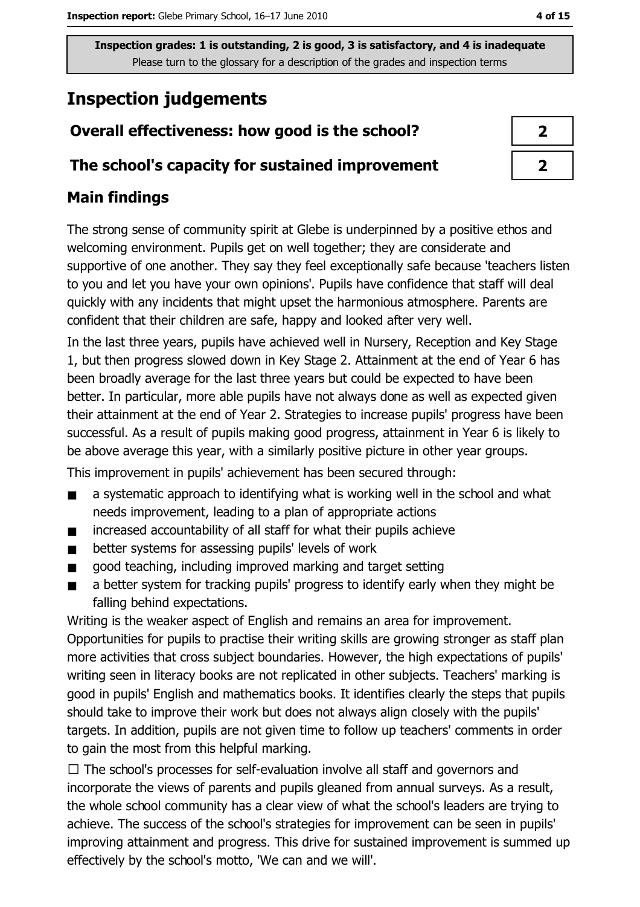Inspection grades: 1 is outstanding, 2 is good, 3 is satisfactory, and 4 is inadequate
Please turn to the glossary for a description of the grades and inspection terms

# Inspection judgements

| | |
|---|---|
| **Overall effectiveness: how good is the school?** | 2 |
| **The school's capacity for sustained improvement** | 2 |

## Main findings

The strong sense of community spirit at Glebe is underpinned by a positive ethos and welcoming environment. Pupils get on well together; they are considerate and supportive of one another. They say they feel exceptionally safe because 'teachers listen to you and let you have your own opinions'. Pupils have confidence that staff will deal quickly with any incidents that might upset the harmonious atmosphere. Parents are confident that their children are safe, happy and looked after very well.

In the last three years, pupils have achieved well in Nursery, Reception and Key Stage 1, but then progress slowed down in Key Stage 2. Attainment at the end of Year 6 has been broadly average for the last three years but could be expected to have been better. In particular, more able pupils have not always done as well as expected given their attainment at the end of Year 2. Strategies to increase pupils' progress have been successful. As a result of pupils making good progress, attainment in Year 6 is likely to be above average this year, with a similarly positive picture in other year groups.

This improvement in pupils' achievement has been secured through:

- a systematic approach to identifying what is working well in the school and what needs improvement, leading to a plan of appropriate actions
- increased accountability of all staff for what their pupils achieve
- better systems for assessing pupils' levels of work
- good teaching, including improved marking and target setting
- a better system for tracking pupils' progress to identify early when they might be falling behind expectations.

Writing is the weaker aspect of English and remains an area for improvement. Opportunities for pupils to practise their writing skills are growing stronger as staff plan more activities that cross subject boundaries. However, the high expectations of pupils' writing seen in literacy books are not replicated in other subjects. Teachers' marking is good in pupils' English and mathematics books. It identifies clearly the steps that pupils should take to improve their work but does not always align closely with the pupils' targets. In addition, pupils are not given time to follow up teachers' comments in order to gain the most from this helpful marking.

☐ The school's processes for self-evaluation involve all staff and governors and incorporate the views of parents and pupils gleaned from annual surveys. As a result, the whole school community has a clear view of what the school's leaders are trying to achieve. The success of the school's strategies for improvement can be seen in pupils' improving attainment and progress. This drive for sustained improvement is summed up effectively by the school's motto, 'We can and we will'.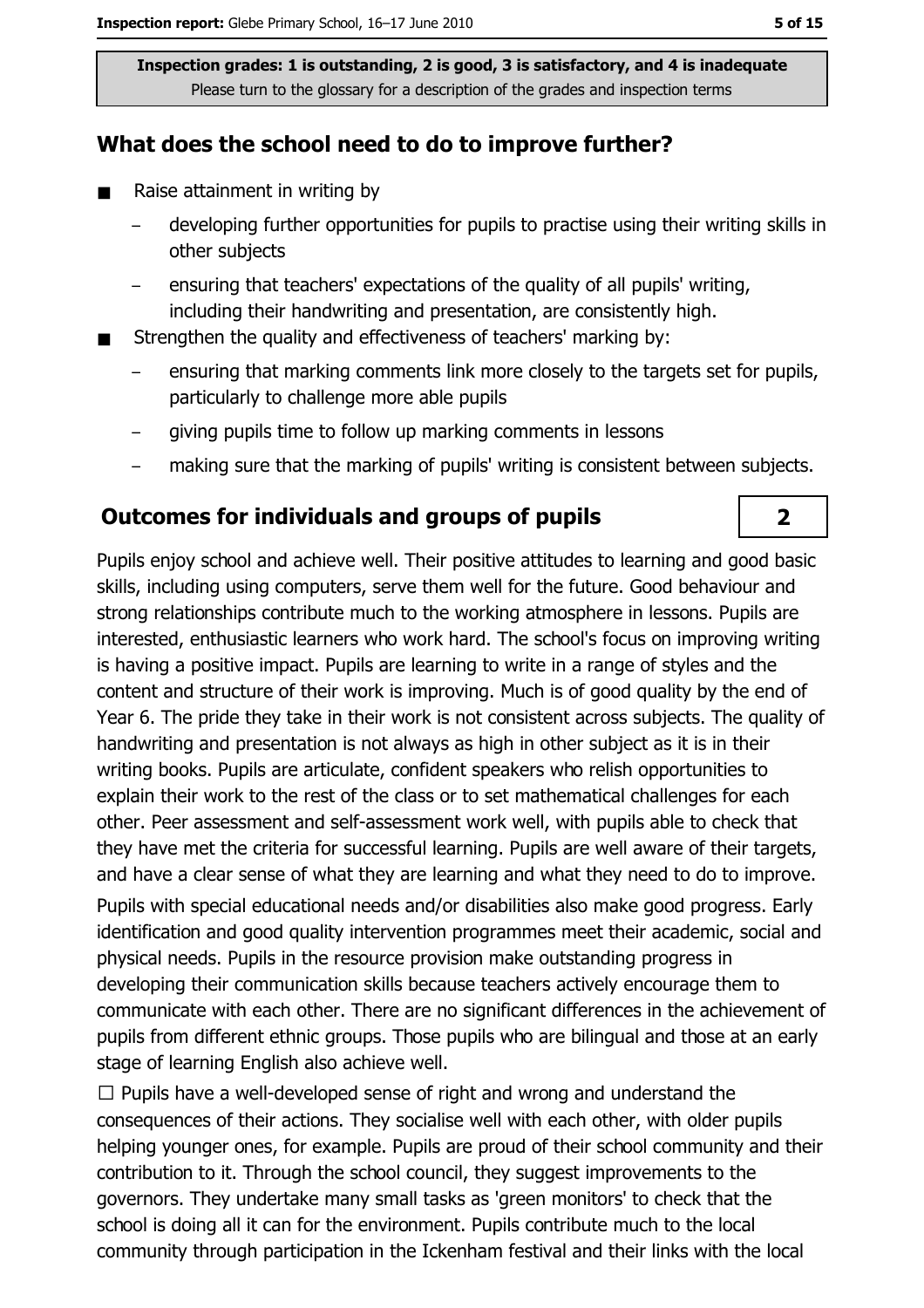Inspection grades: 1 is outstanding, 2 is good, 3 is satisfactory, and 4 is inadequate
Please turn to the glossary for a description of the grades and inspection terms

## What does the school need to do to improve further?

- Raise attainment in writing by
  - developing further opportunities for pupils to practise using their writing skills in other subjects
  - ensuring that teachers' expectations of the quality of all pupils' writing, including their handwriting and presentation, are consistently high.
- Strengthen the quality and effectiveness of teachers' marking by:
  - ensuring that marking comments link more closely to the targets set for pupils, particularly to challenge more able pupils
  - giving pupils time to follow up marking comments in lessons
  - making sure that the marking of pupils' writing is consistent between subjects.

## Outcomes for individuals and groups of pupils

**2**

Pupils enjoy school and achieve well. Their positive attitudes to learning and good basic skills, including using computers, serve them well for the future. Good behaviour and strong relationships contribute much to the working atmosphere in lessons. Pupils are interested, enthusiastic learners who work hard. The school's focus on improving writing is having a positive impact. Pupils are learning to write in a range of styles and the content and structure of their work is improving. Much is of good quality by the end of Year 6. The pride they take in their work is not consistent across subjects. The quality of handwriting and presentation is not always as high in other subject as it is in their writing books. Pupils are articulate, confident speakers who relish opportunities to explain their work to the rest of the class or to set mathematical challenges for each other. Peer assessment and self-assessment work well, with pupils able to check that they have met the criteria for successful learning. Pupils are well aware of their targets, and have a clear sense of what they are learning and what they need to do to improve.

Pupils with special educational needs and/or disabilities also make good progress. Early identification and good quality intervention programmes meet their academic, social and physical needs. Pupils in the resource provision make outstanding progress in developing their communication skills because teachers actively encourage them to communicate with each other. There are no significant differences in the achievement of pupils from different ethnic groups. Those pupils who are bilingual and those at an early stage of learning English also achieve well.

☐ Pupils have a well-developed sense of right and wrong and understand the consequences of their actions. They socialise well with each other, with older pupils helping younger ones, for example. Pupils are proud of their school community and their contribution to it. Through the school council, they suggest improvements to the governors. They undertake many small tasks as 'green monitors' to check that the school is doing all it can for the environment. Pupils contribute much to the local community through participation in the Ickenham festival and their links with the local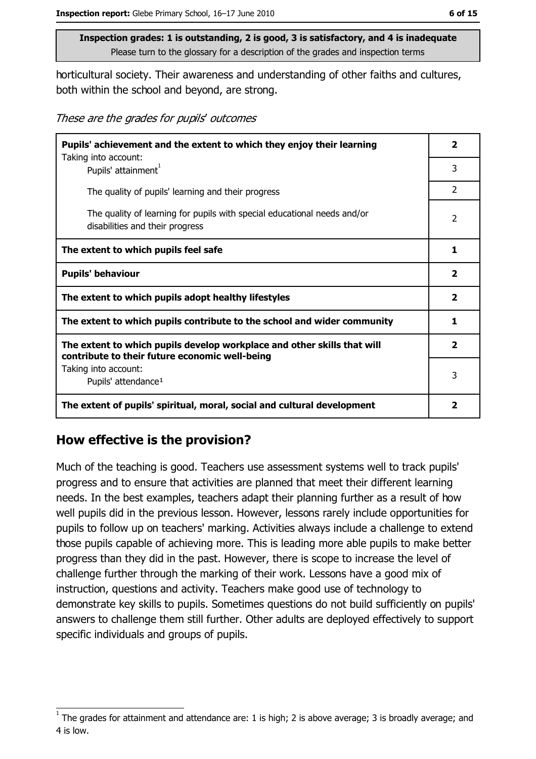Inspection grades: 1 is outstanding, 2 is good, 3 is satisfactory, and 4 is inadequate
Please turn to the glossary for a description of the grades and inspection terms

horticultural society. Their awareness and understanding of other faiths and cultures, both within the school and beyond, are strong.

*These are the grades for pupils' outcomes*

| | |
|---|---|
| **Pupils' achievement and the extent to which they enjoy their learning** | **2** |
| Taking into account: Pupils' attainment[1] | 3 |
| The quality of pupils' learning and their progress | 2 |
| The quality of learning for pupils with special educational needs and/or disabilities and their progress | 2 |
| **The extent to which pupils feel safe** | **1** |
| **Pupils' behaviour** | **2** |
| **The extent to which pupils adopt healthy lifestyles** | **2** |
| **The extent to which pupils contribute to the school and wider community** | **1** |
| **The extent to which pupils develop workplace and other skills that will contribute to their future economic well-being** | **2** |
| Taking into account: Pupils' attendance[1] | 3 |
| **The extent of pupils' spiritual, moral, social and cultural development** | **2** |

## How effective is the provision?

Much of the teaching is good. Teachers use assessment systems well to track pupils' progress and to ensure that activities are planned that meet their different learning needs. In the best examples, teachers adapt their planning further as a result of how well pupils did in the previous lesson. However, lessons rarely include opportunities for pupils to follow up on teachers' marking. Activities always include a challenge to extend those pupils capable of achieving more. This is leading more able pupils to make better progress than they did in the past. However, there is scope to increase the level of challenge further through the marking of their work. Lessons have a good mix of instruction, questions and activity. Teachers make good use of technology to demonstrate key skills to pupils. Sometimes questions do not build sufficiently on pupils' answers to challenge them still further. Other adults are deployed effectively to support specific individuals and groups of pupils.

[1] The grades for attainment and attendance are: 1 is high; 2 is above average; 3 is broadly average; and 4 is low.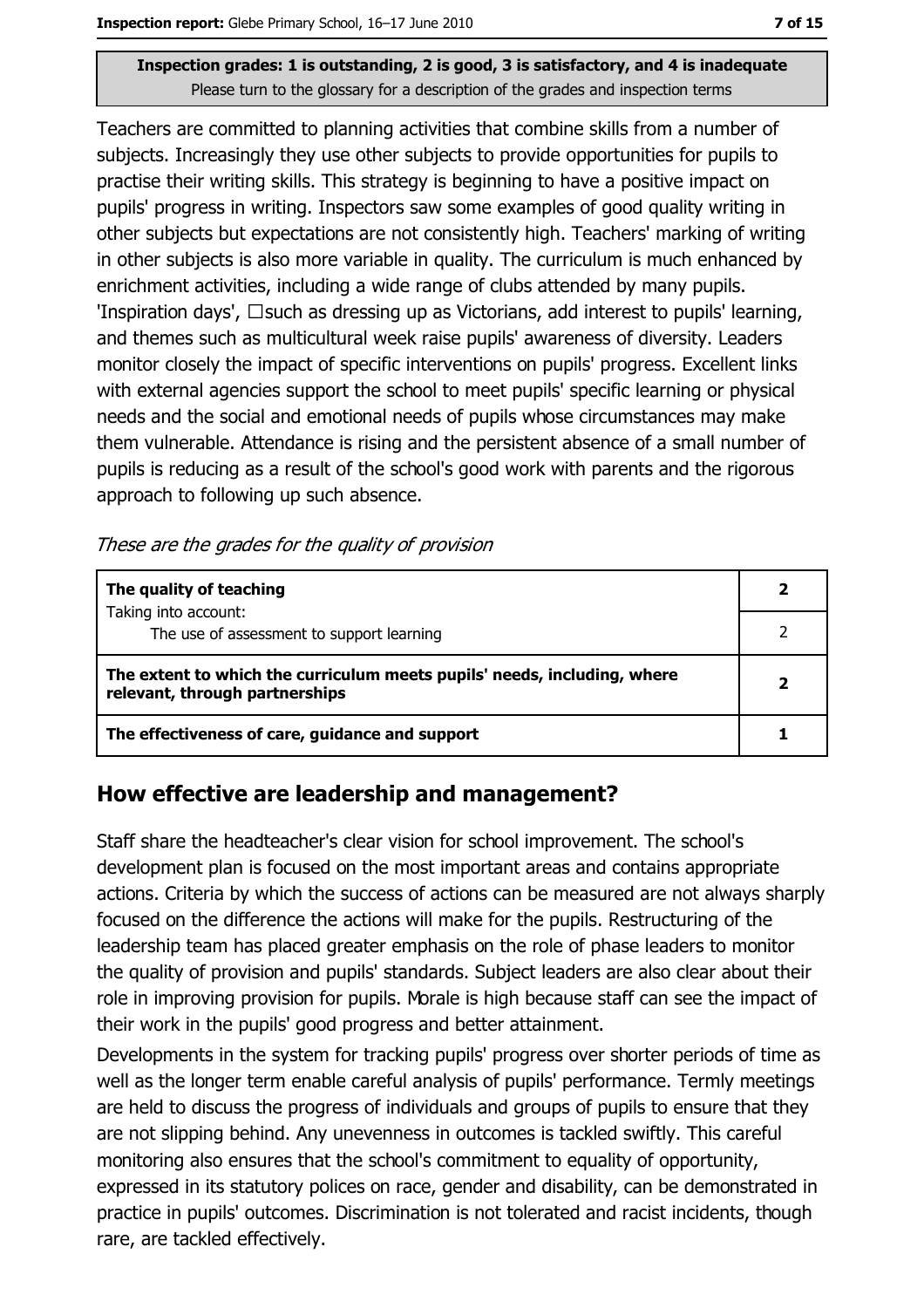**Inspection grades: 1 is outstanding, 2 is good, 3 is satisfactory, and 4 is inadequate**
Please turn to the glossary for a description of the grades and inspection terms

Teachers are committed to planning activities that combine skills from a number of subjects. Increasingly they use other subjects to provide opportunities for pupils to practise their writing skills. This strategy is beginning to have a positive impact on pupils' progress in writing. Inspectors saw some examples of good quality writing in other subjects but expectations are not consistently high. Teachers' marking of writing in other subjects is also more variable in quality. The curriculum is much enhanced by enrichment activities, including a wide range of clubs attended by many pupils. 'Inspiration days', such as dressing up as Victorians, add interest to pupils' learning, and themes such as multicultural week raise pupils' awareness of diversity. Leaders monitor closely the impact of specific interventions on pupils' progress. Excellent links with external agencies support the school to meet pupils' specific learning or physical needs and the social and emotional needs of pupils whose circumstances may make them vulnerable. Attendance is rising and the persistent absence of a small number of pupils is reducing as a result of the school's good work with parents and the rigorous approach to following up such absence.

*These are the grades for the quality of provision*

| | |
|---|---|
| **The quality of teaching** | **2** |
| Taking into account: The use of assessment to support learning | 2 |
| **The extent to which the curriculum meets pupils' needs, including, where relevant, through partnerships** | **2** |
| **The effectiveness of care, guidance and support** | **1** |

## How effective are leadership and management?

Staff share the headteacher's clear vision for school improvement. The school's development plan is focused on the most important areas and contains appropriate actions. Criteria by which the success of actions can be measured are not always sharply focused on the difference the actions will make for the pupils. Restructuring of the leadership team has placed greater emphasis on the role of phase leaders to monitor the quality of provision and pupils' standards. Subject leaders are also clear about their role in improving provision for pupils. Morale is high because staff can see the impact of their work in the pupils' good progress and better attainment.

Developments in the system for tracking pupils' progress over shorter periods of time as well as the longer term enable careful analysis of pupils' performance. Termly meetings are held to discuss the progress of individuals and groups of pupils to ensure that they are not slipping behind. Any unevenness in outcomes is tackled swiftly. This careful monitoring also ensures that the school's commitment to equality of opportunity, expressed in its statutory polices on race, gender and disability, can be demonstrated in practice in pupils' outcomes. Discrimination is not tolerated and racist incidents, though rare, are tackled effectively.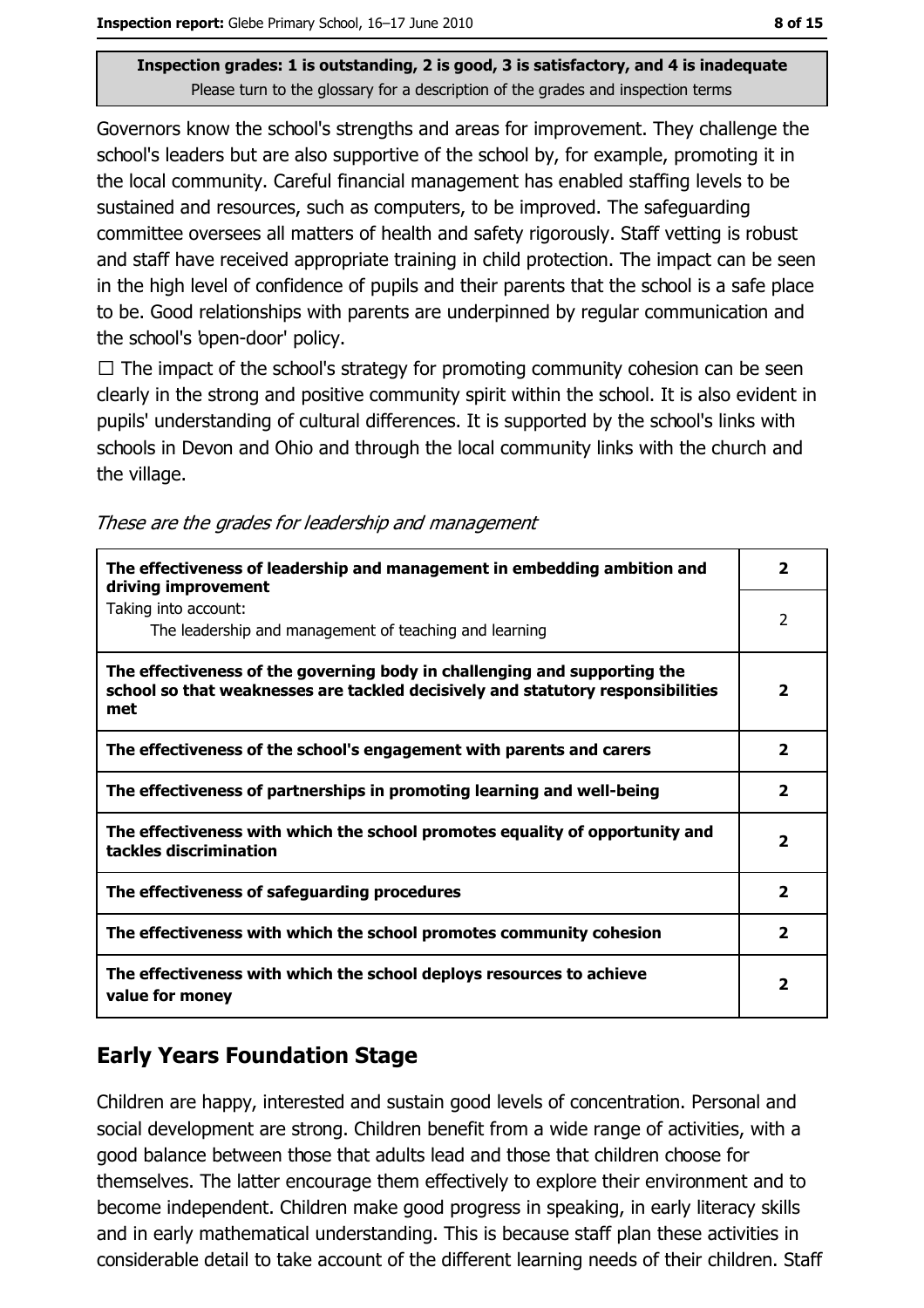Inspection grades: 1 is outstanding, 2 is good, 3 is satisfactory, and 4 is inadequate
Please turn to the glossary for a description of the grades and inspection terms

Governors know the school's strengths and areas for improvement. They challenge the school's leaders but are also supportive of the school by, for example, promoting it in the local community. Careful financial management has enabled staffing levels to be sustained and resources, such as computers, to be improved. The safeguarding committee oversees all matters of health and safety rigorously. Staff vetting is robust and staff have received appropriate training in child protection. The impact can be seen in the high level of confidence of pupils and their parents that the school is a safe place to be. Good relationships with parents are underpinned by regular communication and the school's 'open-door' policy.

☐ The impact of the school's strategy for promoting community cohesion can be seen clearly in the strong and positive community spirit within the school. It is also evident in pupils' understanding of cultural differences. It is supported by the school's links with schools in Devon and Ohio and through the local community links with the church and the village.

*These are the grades for leadership and management*

| | |
|---|---|
| **The effectiveness of leadership and management in embedding ambition and driving improvement** | **2** |
| Taking into account: The leadership and management of teaching and learning | 2 |
| **The effectiveness of the governing body in challenging and supporting the school so that weaknesses are tackled decisively and statutory responsibilities met** | **2** |
| **The effectiveness of the school's engagement with parents and carers** | **2** |
| **The effectiveness of partnerships in promoting learning and well-being** | **2** |
| **The effectiveness with which the school promotes equality of opportunity and tackles discrimination** | **2** |
| **The effectiveness of safeguarding procedures** | **2** |
| **The effectiveness with which the school promotes community cohesion** | **2** |
| **The effectiveness with which the school deploys resources to achieve value for money** | **2** |

## Early Years Foundation Stage

Children are happy, interested and sustain good levels of concentration. Personal and social development are strong. Children benefit from a wide range of activities, with a good balance between those that adults lead and those that children choose for themselves. The latter encourage them effectively to explore their environment and to become independent. Children make good progress in speaking, in early literacy skills and in early mathematical understanding. This is because staff plan these activities in considerable detail to take account of the different learning needs of their children. Staff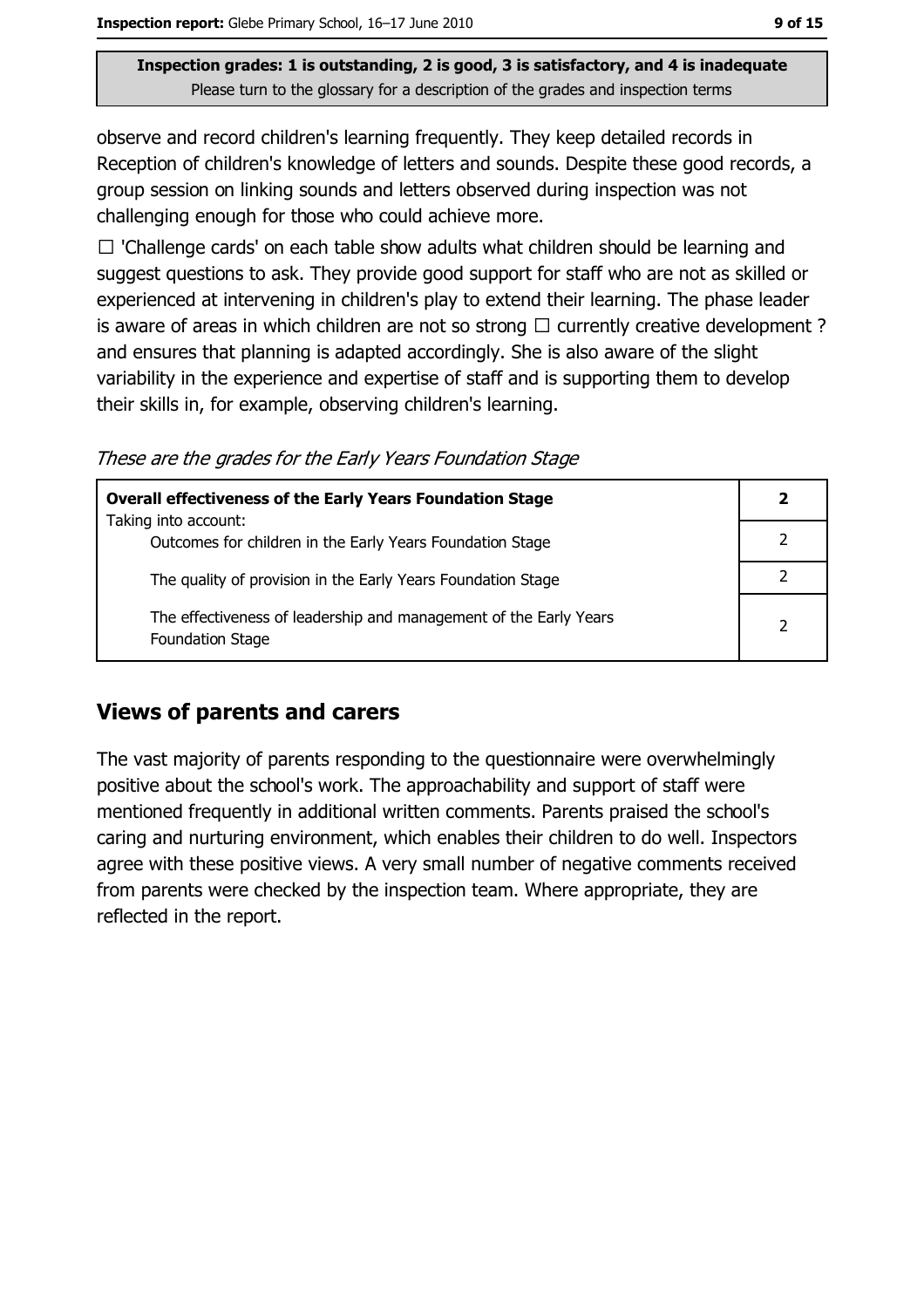**Inspection grades: 1 is outstanding, 2 is good, 3 is satisfactory, and 4 is inadequate**
Please turn to the glossary for a description of the grades and inspection terms

observe and record children's learning frequently. They keep detailed records in Reception of children's knowledge of letters and sounds. Despite these good records, a group session on linking sounds and letters observed during inspection was not challenging enough for those who could achieve more.

☐ 'Challenge cards' on each table show adults what children should be learning and suggest questions to ask. They provide good support for staff who are not as skilled or experienced at intervening in children's play to extend their learning. The phase leader is aware of areas in which children are not so strong ☐ currently creative development ? and ensures that planning is adapted accordingly. She is also aware of the slight variability in the experience and expertise of staff and is supporting them to develop their skills in, for example, observing children's learning.

*These are the grades for the Early Years Foundation Stage*

| **Overall effectiveness of the Early Years Foundation Stage** Taking into account: | **2** |
|---|---|
| Outcomes for children in the Early Years Foundation Stage | 2 |
| The quality of provision in the Early Years Foundation Stage | 2 |
| The effectiveness of leadership and management of the Early Years Foundation Stage | 2 |

## Views of parents and carers

The vast majority of parents responding to the questionnaire were overwhelmingly positive about the school's work. The approachability and support of staff were mentioned frequently in additional written comments. Parents praised the school's caring and nurturing environment, which enables their children to do well. Inspectors agree with these positive views. A very small number of negative comments received from parents were checked by the inspection team. Where appropriate, they are reflected in the report.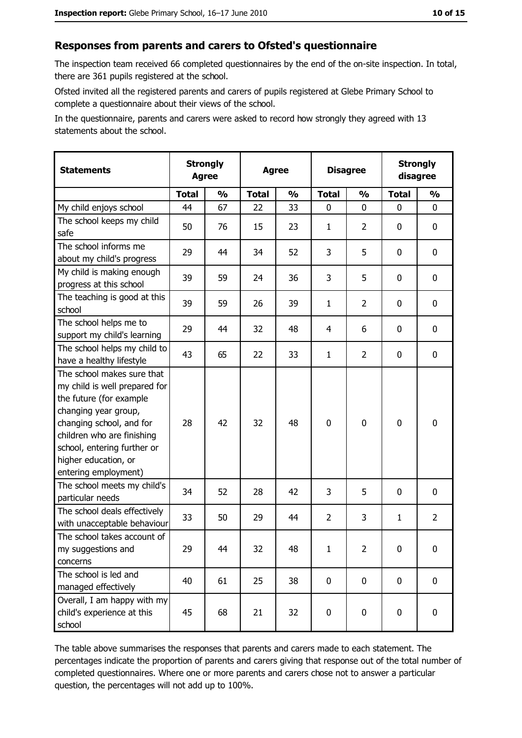## Responses from parents and carers to Ofsted's questionnaire

The inspection team received 66 completed questionnaires by the end of the on-site inspection. In total, there are 361 pupils registered at the school.

Ofsted invited all the registered parents and carers of pupils registered at Glebe Primary School to complete a questionnaire about their views of the school.

In the questionnaire, parents and carers were asked to record how strongly they agreed with 13 statements about the school.

| Statements | Strongly Agree | | Agree | | Disagree | | Strongly disagree | |
|---|---|---|---|---|---|---|---|---|
| | Total | % | Total | % | Total | % | Total | % |
| My child enjoys school | 44 | 67 | 22 | 33 | 0 | 0 | 0 | 0 |
| The school keeps my child safe | 50 | 76 | 15 | 23 | 1 | 2 | 0 | 0 |
| The school informs me about my child's progress | 29 | 44 | 34 | 52 | 3 | 5 | 0 | 0 |
| My child is making enough progress at this school | 39 | 59 | 24 | 36 | 3 | 5 | 0 | 0 |
| The teaching is good at this school | 39 | 59 | 26 | 39 | 1 | 2 | 0 | 0 |
| The school helps me to support my child's learning | 29 | 44 | 32 | 48 | 4 | 6 | 0 | 0 |
| The school helps my child to have a healthy lifestyle | 43 | 65 | 22 | 33 | 1 | 2 | 0 | 0 |
| The school makes sure that my child is well prepared for the future (for example changing year group, changing school, and for children who are finishing school, entering further or higher education, or entering employment) | 28 | 42 | 32 | 48 | 0 | 0 | 0 | 0 |
| The school meets my child's particular needs | 34 | 52 | 28 | 42 | 3 | 5 | 0 | 0 |
| The school deals effectively with unacceptable behaviour | 33 | 50 | 29 | 44 | 2 | 3 | 1 | 2 |
| The school takes account of my suggestions and concerns | 29 | 44 | 32 | 48 | 1 | 2 | 0 | 0 |
| The school is led and managed effectively | 40 | 61 | 25 | 38 | 0 | 0 | 0 | 0 |
| Overall, I am happy with my child's experience at this school | 45 | 68 | 21 | 32 | 0 | 0 | 0 | 0 |

The table above summarises the responses that parents and carers made to each statement. The percentages indicate the proportion of parents and carers giving that response out of the total number of completed questionnaires. Where one or more parents and carers chose not to answer a particular question, the percentages will not add up to 100%.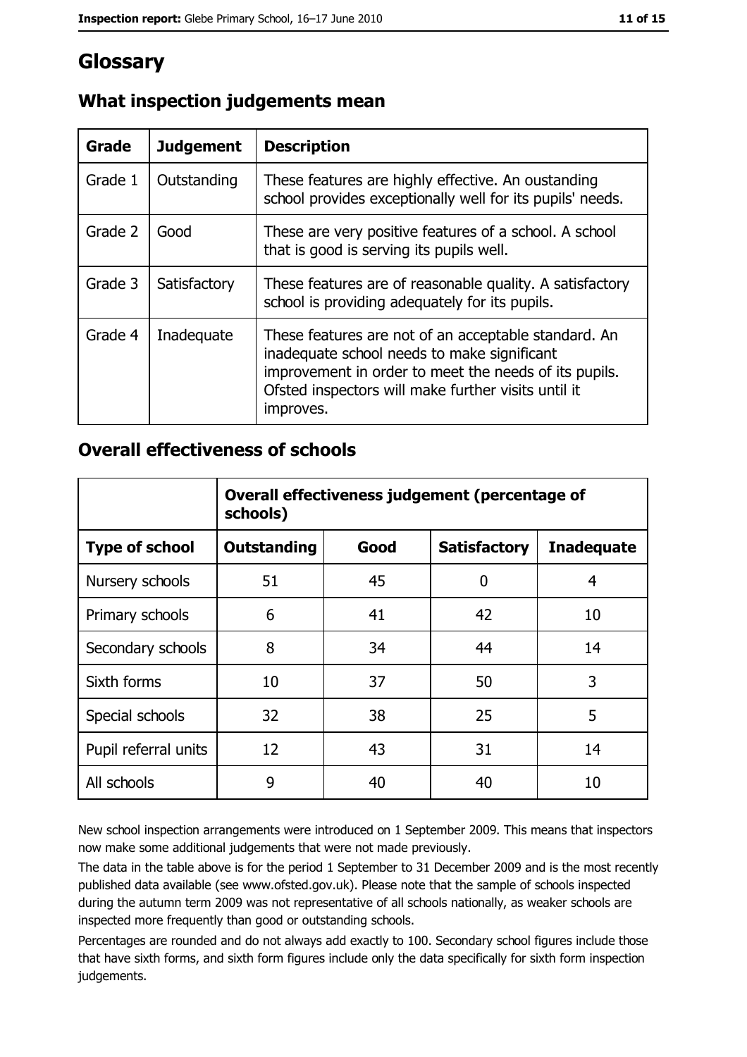# Glossary

## What inspection judgements mean

| Grade | Judgement | Description |
|---|---|---|
| Grade 1 | Outstanding | These features are highly effective. An oustanding school provides exceptionally well for its pupils' needs. |
| Grade 2 | Good | These are very positive features of a school. A school that is good is serving its pupils well. |
| Grade 3 | Satisfactory | These features are of reasonable quality. A satisfactory school is providing adequately for its pupils. |
| Grade 4 | Inadequate | These features are not of an acceptable standard. An inadequate school needs to make significant improvement in order to meet the needs of its pupils. Ofsted inspectors will make further visits until it improves. |

## Overall effectiveness of schools

| | Overall effectiveness judgement (percentage of schools) | | | |
|---|---|---|---|---|
| **Type of school** | **Outstanding** | **Good** | **Satisfactory** | **Inadequate** |
| Nursery schools | 51 | 45 | 0 | 4 |
| Primary schools | 6 | 41 | 42 | 10 |
| Secondary schools | 8 | 34 | 44 | 14 |
| Sixth forms | 10 | 37 | 50 | 3 |
| Special schools | 32 | 38 | 25 | 5 |
| Pupil referral units | 12 | 43 | 31 | 14 |
| All schools | 9 | 40 | 40 | 10 |

New school inspection arrangements were introduced on 1 September 2009. This means that inspectors now make some additional judgements that were not made previously.

The data in the table above is for the period 1 September to 31 December 2009 and is the most recently published data available (see www.ofsted.gov.uk). Please note that the sample of schools inspected during the autumn term 2009 was not representative of all schools nationally, as weaker schools are inspected more frequently than good or outstanding schools.

Percentages are rounded and do not always add exactly to 100. Secondary school figures include those that have sixth forms, and sixth form figures include only the data specifically for sixth form inspection judgements.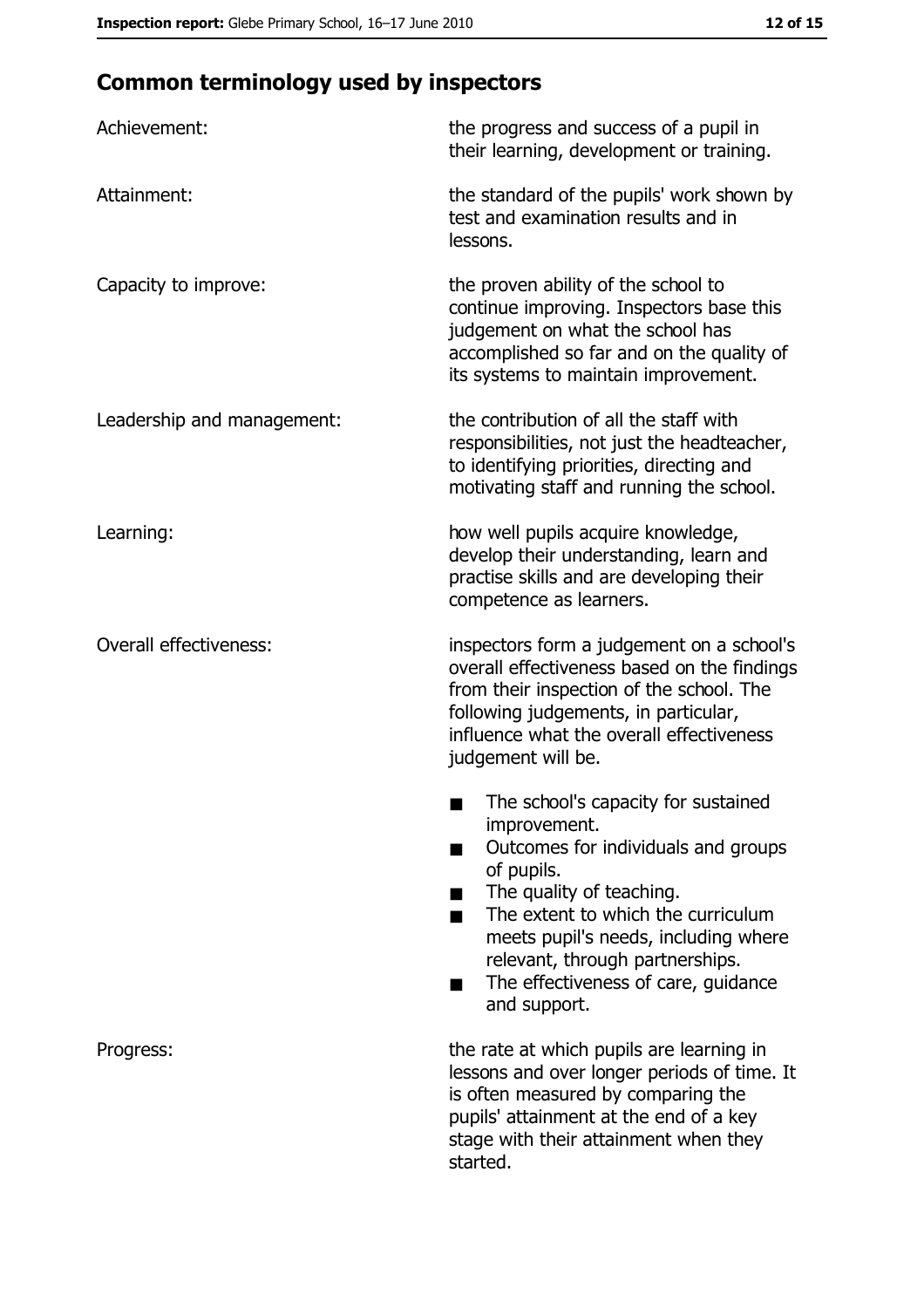## Common terminology used by inspectors

**Achievement:** the progress and success of a pupil in their learning, development or training.

**Attainment:** the standard of the pupils' work shown by test and examination results and in lessons.

**Capacity to improve:** the proven ability of the school to continue improving. Inspectors base this judgement on what the school has accomplished so far and on the quality of its systems to maintain improvement.

**Leadership and management:** the contribution of all the staff with responsibilities, not just the headteacher, to identifying priorities, directing and motivating staff and running the school.

**Learning:** how well pupils acquire knowledge, develop their understanding, learn and practise skills and are developing their competence as learners.

**Overall effectiveness:** inspectors form a judgement on a school's overall effectiveness based on the findings from their inspection of the school. The following judgements, in particular, influence what the overall effectiveness judgement will be.

- The school's capacity for sustained improvement.
- Outcomes for individuals and groups of pupils.
- The quality of teaching.
- The extent to which the curriculum meets pupil's needs, including where relevant, through partnerships.
- The effectiveness of care, guidance and support.

**Progress:** the rate at which pupils are learning in lessons and over longer periods of time. It is often measured by comparing the pupils' attainment at the end of a key stage with their attainment when they started.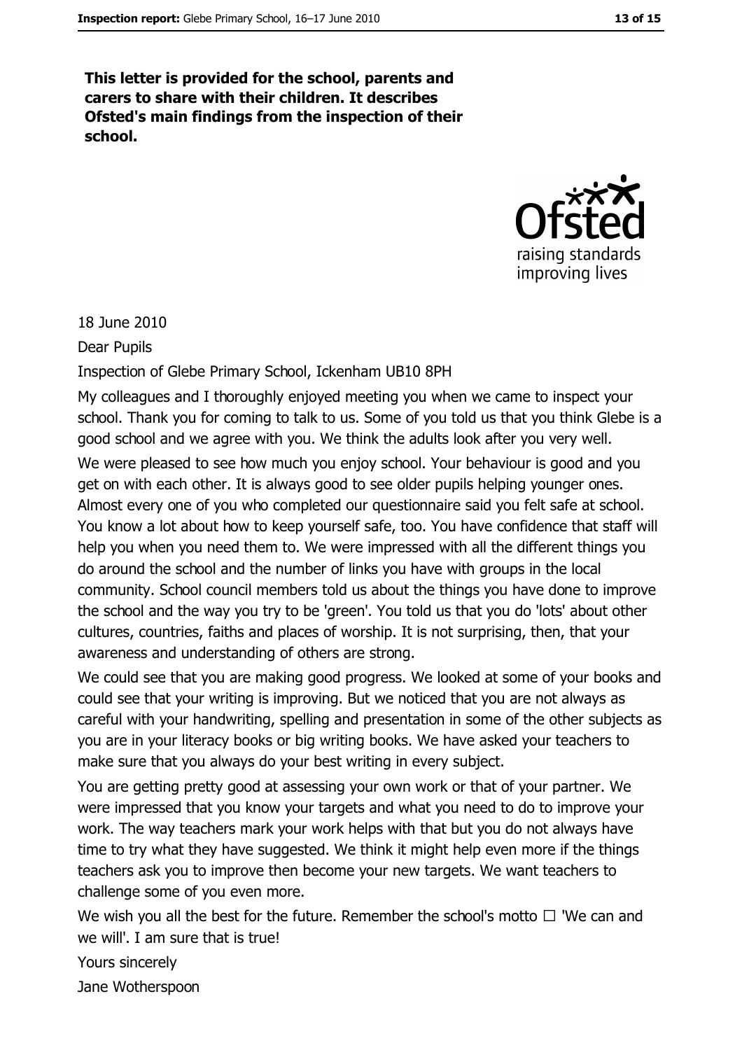**This letter is provided for the school, parents and carers to share with their children. It describes Ofsted's main findings from the inspection of their school.**

18 June 2010

Dear Pupils

Inspection of Glebe Primary School, Ickenham UB10 8PH

My colleagues and I thoroughly enjoyed meeting you when we came to inspect your school. Thank you for coming to talk to us. Some of you told us that you think Glebe is a good school and we agree with you. We think the adults look after you very well.

We were pleased to see how much you enjoy school. Your behaviour is good and you get on with each other. It is always good to see older pupils helping younger ones. Almost every one of you who completed our questionnaire said you felt safe at school. You know a lot about how to keep yourself safe, too. You have confidence that staff will help you when you need them to. We were impressed with all the different things you do around the school and the number of links you have with groups in the local community. School council members told us about the things you have done to improve the school and the way you try to be 'green'. You told us that you do 'lots' about other cultures, countries, faiths and places of worship. It is not surprising, then, that your awareness and understanding of others are strong.

We could see that you are making good progress. We looked at some of your books and could see that your writing is improving. But we noticed that you are not always as careful with your handwriting, spelling and presentation in some of the other subjects as you are in your literacy books or big writing books. We have asked your teachers to make sure that you always do your best writing in every subject.

You are getting pretty good at assessing your own work or that of your partner. We were impressed that you know your targets and what you need to do to improve your work. The way teachers mark your work helps with that but you do not always have time to try what they have suggested. We think it might help even more if the things teachers ask you to improve then become your new targets. We want teachers to challenge some of you even more.

We wish you all the best for the future. Remember the school's motto □ 'We can and we will'. I am sure that is true!

Yours sincerely

Jane Wotherspoon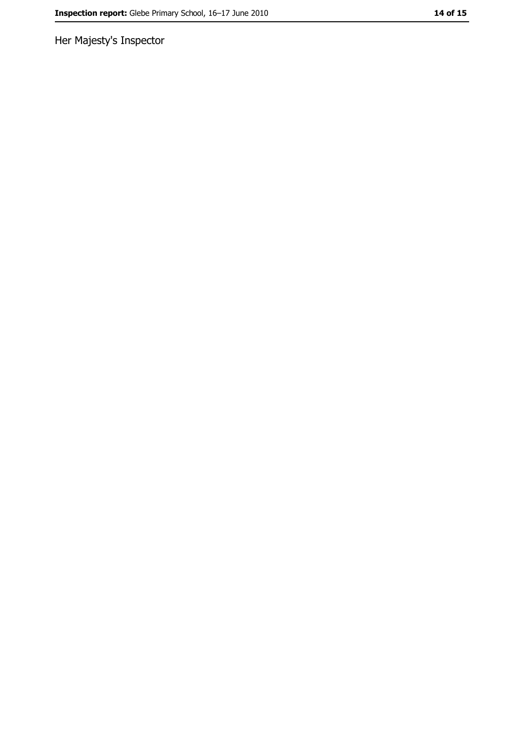Her Majesty's Inspector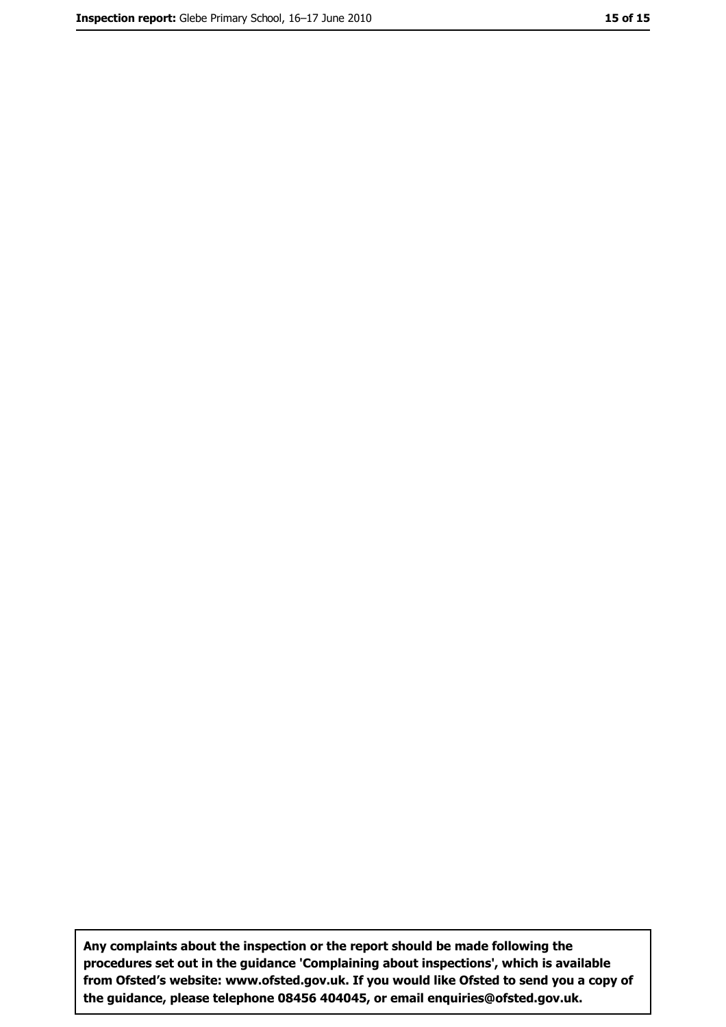**Any complaints about the inspection or the report should be made following the procedures set out in the guidance 'Complaining about inspections', which is available from Ofsted's website: www.ofsted.gov.uk. If you would like Ofsted to send you a copy of the guidance, please telephone 08456 404045, or email enquiries@ofsted.gov.uk.**